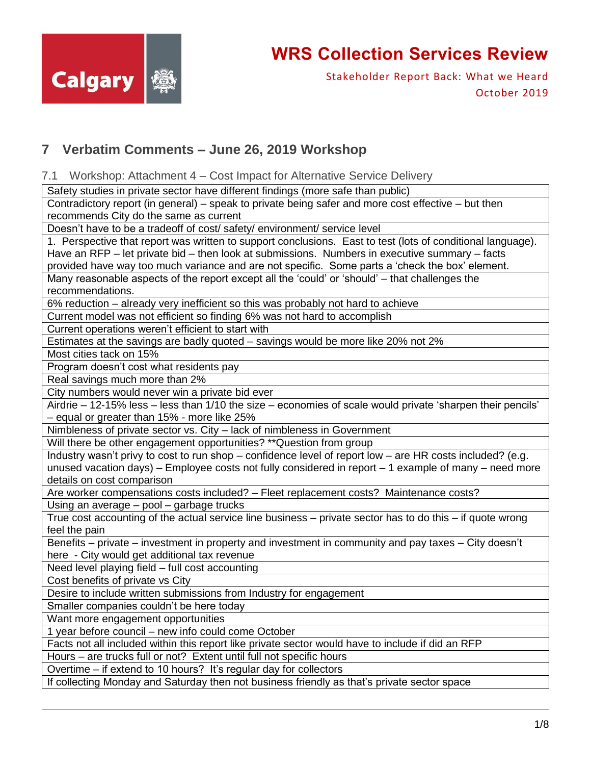# WRS Collection Services Review

Stakeholder Report Back: What we Heard
October 2019

## 7 Verbatim Comments – June 26, 2019 Workshop

### 7.1 Workshop: Attachment 4 – Cost Impact for Alternative Service Delivery

| |
|---|
| Safety studies in private sector have different findings (more safe than public) |
| Contradictory report (in general) – speak to private being safer and more cost effective – but then recommends City do the same as current |
| Doesn't have to be a tradeoff of cost/ safety/ environment/ service level |
| 1. Perspective that report was written to support conclusions. East to test (lots of conditional language). Have an RFP – let private bid – then look at submissions. Numbers in executive summary – facts provided have way too much variance and are not specific. Some parts a 'check the box' element. |
| Many reasonable aspects of the report except all the 'could' or 'should' – that challenges the recommendations. |
| 6% reduction – already very inefficient so this was probably not hard to achieve |
| Current model was not efficient so finding 6% was not hard to accomplish |
| Current operations weren't efficient to start with |
| Estimates at the savings are badly quoted – savings would be more like 20% not 2% |
| Most cities tack on 15% |
| Program doesn't cost what residents pay |
| Real savings much more than 2% |
| City numbers would never win a private bid ever |
| Airdrie – 12-15% less – less than 1/10 the size – economies of scale would private 'sharpen their pencils' – equal or greater than 15% - more like 25% |
| Nimbleness of private sector vs. City – lack of nimbleness in Government |
| Will there be other engagement opportunities? **Question from group |
| Industry wasn't privy to cost to run shop – confidence level of report low – are HR costs included? (e.g. unused vacation days) – Employee costs not fully considered in report – 1 example of many – need more details on cost comparison |
| Are worker compensations costs included? – Fleet replacement costs? Maintenance costs? |
| Using an average – pool – garbage trucks |
| True cost accounting of the actual service line business – private sector has to do this – if quote wrong feel the pain |
| Benefits – private – investment in property and investment in community and pay taxes – City doesn't here - City would get additional tax revenue |
| Need level playing field – full cost accounting |
| Cost benefits of private vs City |
| Desire to include written submissions from Industry for engagement |
| Smaller companies couldn't be here today |
| Want more engagement opportunities |
| 1 year before council – new info could come October |
| Facts not all included within this report like private sector would have to include if did an RFP |
| Hours – are trucks full or not? Extent until full not specific hours |
| Overtime – if extend to 10 hours? It's regular day for collectors |
| If collecting Monday and Saturday then not business friendly as that's private sector space |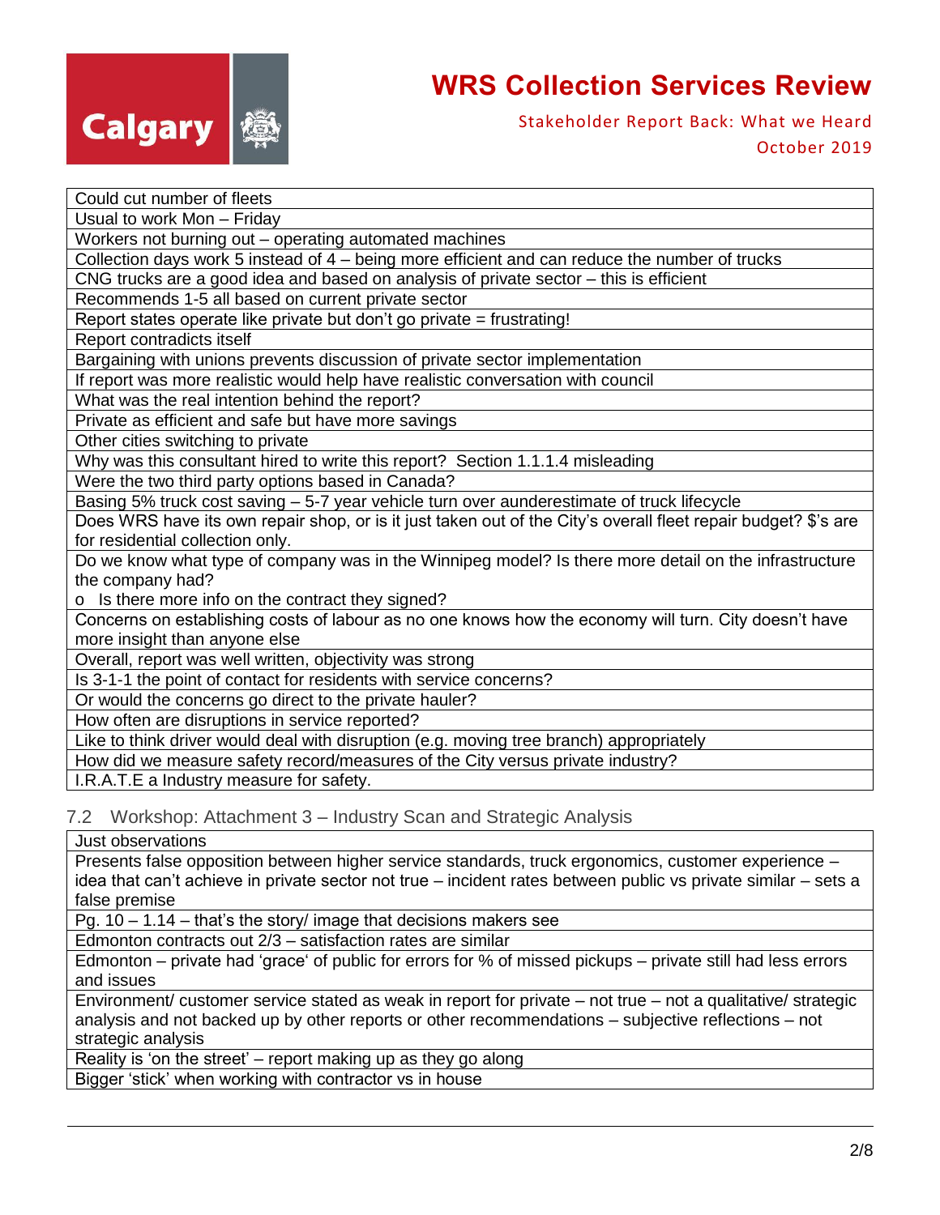| Could cut number of fleets |
|---|
| Usual to work Mon – Friday |
| Workers not burning out – operating automated machines |
| Collection days work 5 instead of 4 – being more efficient and can reduce the number of trucks |
| CNG trucks are a good idea and based on analysis of private sector – this is efficient |
| Recommends 1-5 all based on current private sector |
| Report states operate like private but don't go private = frustrating! |
| Report contradicts itself |
| Bargaining with unions prevents discussion of private sector implementation |
| If report was more realistic would help have realistic conversation with council |
| What was the real intention behind the report? |
| Private as efficient and safe but have more savings |
| Other cities switching to private |
| Why was this consultant hired to write this report? Section 1.1.1.4 misleading |
| Were the two third party options based in Canada? |
| Basing 5% truck cost saving – 5-7 year vehicle turn over aunderestimate of truck lifecycle |
| Does WRS have its own repair shop, or is it just taken out of the City's overall fleet repair budget? $'s are for residential collection only. |
| Do we know what type of company was in the Winnipeg model? Is there more detail on the infrastructure the company had? <br> o Is there more info on the contract they signed? |
| Concerns on establishing costs of labour as no one knows how the economy will turn. City doesn't have more insight than anyone else |
| Overall, report was well written, objectivity was strong |
| Is 3-1-1 the point of contact for residents with service concerns? |
| Or would the concerns go direct to the private hauler? |
| How often are disruptions in service reported? |
| Like to think driver would deal with disruption (e.g. moving tree branch) appropriately |
| How did we measure safety record/measures of the City versus private industry? |
| I.R.A.T.E a Industry measure for safety. |

### 7.2 Workshop: Attachment 3 – Industry Scan and Strategic Analysis

| Just observations |
|---|
| Presents false opposition between higher service standards, truck ergonomics, customer experience – idea that can't achieve in private sector not true – incident rates between public vs private similar – sets a false premise |
| Pg. 10 – 1.14 – that's the story/ image that decisions makers see |
| Edmonton contracts out 2/3 – satisfaction rates are similar |
| Edmonton – private had 'grace' of public for errors for % of missed pickups – private still had less errors and issues |
| Environment/ customer service stated as weak in report for private – not true – not a qualitative/ strategic analysis and not backed up by other reports or other recommendations – subjective reflections – not strategic analysis |
| Reality is 'on the street' – report making up as they go along |
| Bigger 'stick' when working with contractor vs in house |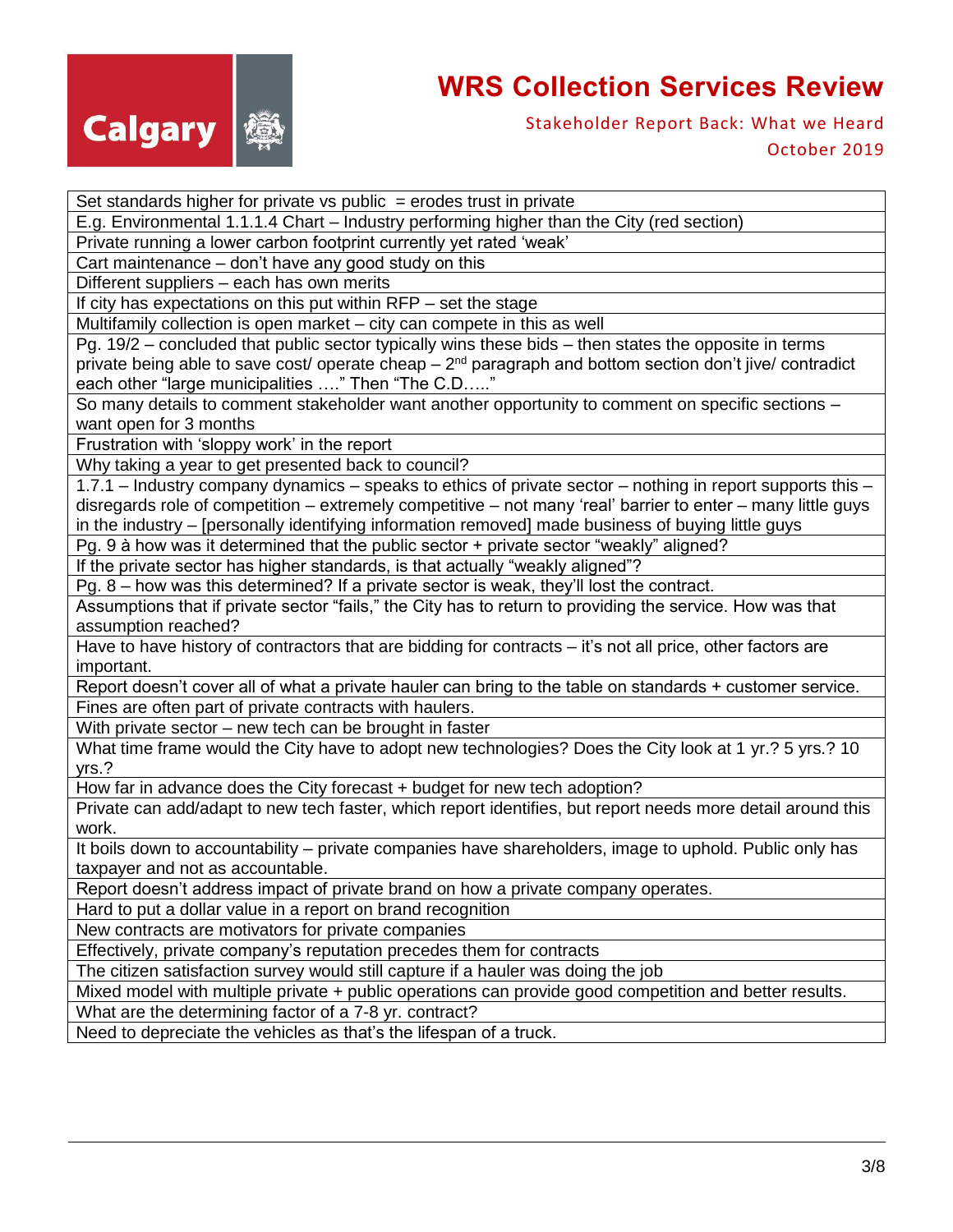# WRS Collection Services Review

Stakeholder Report Back: What we Heard

October 2019

| Set standards higher for private vs public = erodes trust in private |
|---|
| E.g. Environmental 1.1.1.4 Chart – Industry performing higher than the City (red section) |
| Private running a lower carbon footprint currently yet rated 'weak' |
| Cart maintenance – don't have any good study on this |
| Different suppliers – each has own merits |
| If city has expectations on this put within RFP – set the stage |
| Multifamily collection is open market – city can compete in this as well |
| Pg. 19/2 – concluded that public sector typically wins these bids – then states the opposite in terms private being able to save cost/ operate cheap – 2nd paragraph and bottom section don't jive/ contradict each other "large municipalities …." Then "The C.D….." |
| So many details to comment stakeholder want another opportunity to comment on specific sections – want open for 3 months |
| Frustration with 'sloppy work' in the report |
| Why taking a year to get presented back to council? |
| 1.7.1 – Industry company dynamics – speaks to ethics of private sector – nothing in report supports this – disregards role of competition – extremely competitive – not many 'real' barrier to enter – many little guys in the industry – [personally identifying information removed] made business of buying little guys |
| Pg. 9 à how was it determined that the public sector + private sector "weakly" aligned? |
| If the private sector has higher standards, is that actually "weakly aligned"? |
| Pg. 8 – how was this determined? If a private sector is weak, they'll lost the contract. |
| Assumptions that if private sector "fails," the City has to return to providing the service. How was that assumption reached? |
| Have to have history of contractors that are bidding for contracts – it's not all price, other factors are important. |
| Report doesn't cover all of what a private hauler can bring to the table on standards + customer service. |
| Fines are often part of private contracts with haulers. |
| With private sector – new tech can be brought in faster |
| What time frame would the City have to adopt new technologies? Does the City look at 1 yr.? 5 yrs.? 10 yrs.? |
| How far in advance does the City forecast + budget for new tech adoption? |
| Private can add/adapt to new tech faster, which report identifies, but report needs more detail around this work. |
| It boils down to accountability – private companies have shareholders, image to uphold. Public only has taxpayer and not as accountable. |
| Report doesn't address impact of private brand on how a private company operates. |
| Hard to put a dollar value in a report on brand recognition |
| New contracts are motivators for private companies |
| Effectively, private company's reputation precedes them for contracts |
| The citizen satisfaction survey would still capture if a hauler was doing the job |
| Mixed model with multiple private + public operations can provide good competition and better results. |
| What are the determining factor of a 7-8 yr. contract? |
| Need to depreciate the vehicles as that's the lifespan of a truck. |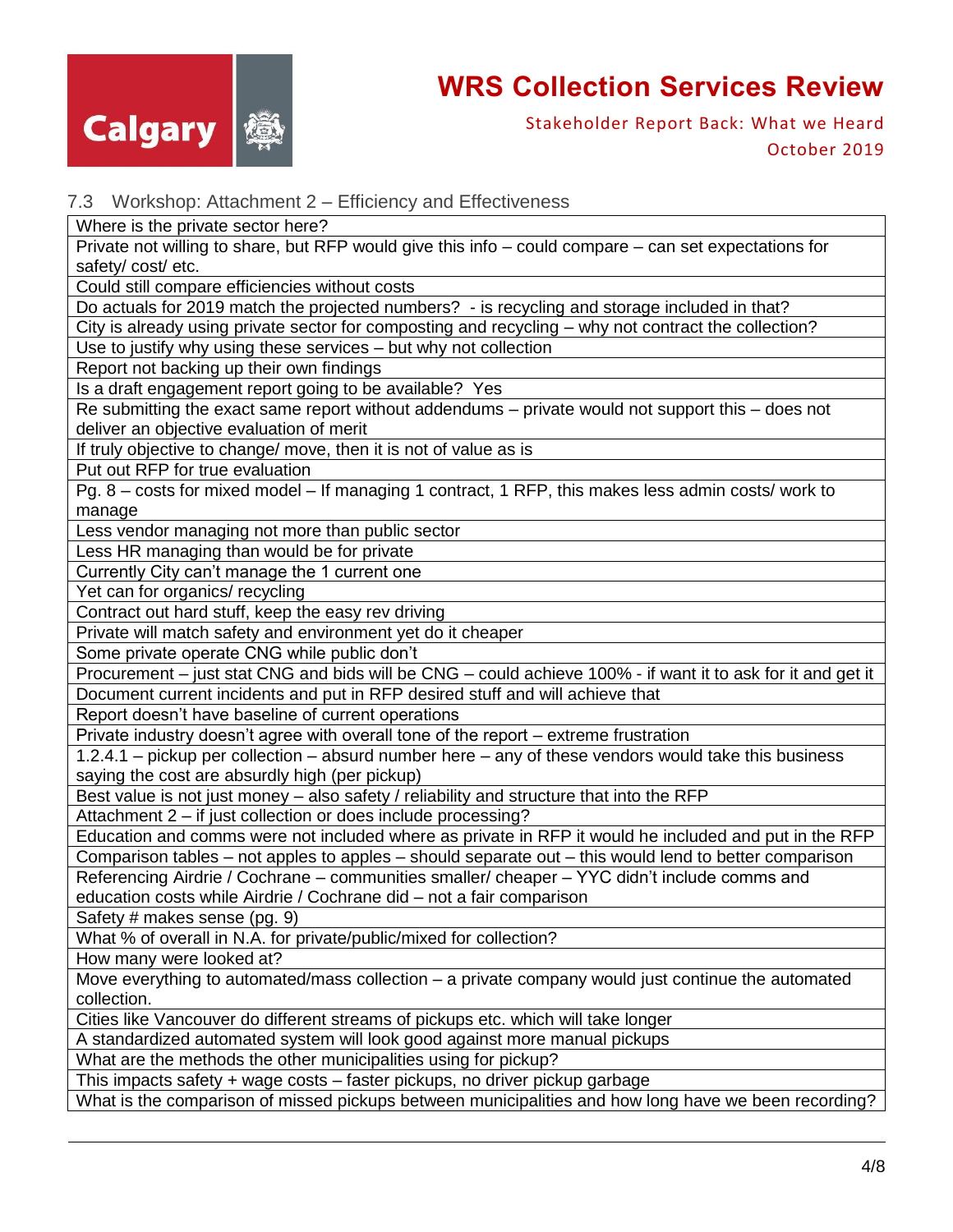## 7.3 Workshop: Attachment 2 – Efficiency and Effectiveness

| Where is the private sector here? |
|---|
| Private not willing to share, but RFP would give this info – could compare – can set expectations for safety/ cost/ etc. |
| Could still compare efficiencies without costs |
| Do actuals for 2019 match the projected numbers? - is recycling and storage included in that? |
| City is already using private sector for composting and recycling – why not contract the collection? |
| Use to justify why using these services – but why not collection |
| Report not backing up their own findings |
| Is a draft engagement report going to be available? Yes |
| Re submitting the exact same report without addendums – private would not support this – does not deliver an objective evaluation of merit |
| If truly objective to change/ move, then it is not of value as is |
| Put out RFP for true evaluation |
| Pg. 8 – costs for mixed model – If managing 1 contract, 1 RFP, this makes less admin costs/ work to manage |
| Less vendor managing not more than public sector |
| Less HR managing than would be for private |
| Currently City can't manage the 1 current one |
| Yet can for organics/ recycling |
| Contract out hard stuff, keep the easy rev driving |
| Private will match safety and environment yet do it cheaper |
| Some private operate CNG while public don't |
| Procurement – just stat CNG and bids will be CNG – could achieve 100% - if want it to ask for it and get it |
| Document current incidents and put in RFP desired stuff and will achieve that |
| Report doesn't have baseline of current operations |
| Private industry doesn't agree with overall tone of the report – extreme frustration |
| 1.2.4.1 – pickup per collection – absurd number here – any of these vendors would take this business saying the cost are absurdly high (per pickup) |
| Best value is not just money – also safety / reliability and structure that into the RFP |
| Attachment 2 – if just collection or does include processing? |
| Education and comms were not included where as private in RFP it would he included and put in the RFP |
| Comparison tables – not apples to apples – should separate out – this would lend to better comparison |
| Referencing Airdrie / Cochrane – communities smaller/ cheaper – YYC didn't include comms and education costs while Airdrie / Cochrane did – not a fair comparison |
| Safety # makes sense (pg. 9) |
| What % of overall in N.A. for private/public/mixed for collection? |
| How many were looked at? |
| Move everything to automated/mass collection – a private company would just continue the automated collection. |
| Cities like Vancouver do different streams of pickups etc. which will take longer |
| A standardized automated system will look good against more manual pickups |
| What are the methods the other municipalities using for pickup? |
| This impacts safety + wage costs – faster pickups, no driver pickup garbage |
| What is the comparison of missed pickups between municipalities and how long have we been recording? |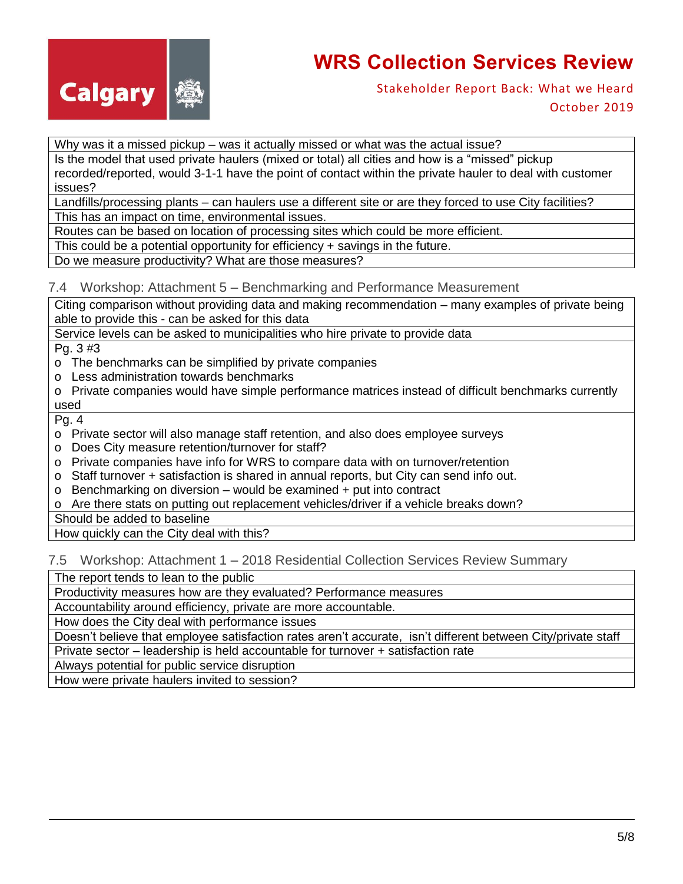| Why was it a missed pickup – was it actually missed or what was the actual issue? |
|---|
| Is the model that used private haulers (mixed or total) all cities and how is a "missed" pickup recorded/reported, would 3-1-1 have the point of contact within the private hauler to deal with customer issues? |
| Landfills/processing plants – can haulers use a different site or are they forced to use City facilities? |
| This has an impact on time, environmental issues. |
| Routes can be based on location of processing sites which could be more efficient. |
| This could be a potential opportunity for efficiency + savings in the future. |
| Do we measure productivity? What are those measures? |

### 7.4 Workshop: Attachment 5 – Benchmarking and Performance Measurement

| Citing comparison without providing data and making recommendation – many examples of private being able to provide this - can be asked for this data |
|---|
| Service levels can be asked to municipalities who hire private to provide data |
| Pg. 3 #3<br>o The benchmarks can be simplified by private companies<br>o Less administration towards benchmarks<br>o Private companies would have simple performance matrices instead of difficult benchmarks currently used |
| Pg. 4<br>o Private sector will also manage staff retention, and also does employee surveys<br>o Does City measure retention/turnover for staff?<br>o Private companies have info for WRS to compare data with on turnover/retention<br>o Staff turnover + satisfaction is shared in annual reports, but City can send info out.<br>o Benchmarking on diversion – would be examined + put into contract<br>o Are there stats on putting out replacement vehicles/driver if a vehicle breaks down? |
| Should be added to baseline |
| How quickly can the City deal with this? |

### 7.5 Workshop: Attachment 1 – 2018 Residential Collection Services Review Summary

| The report tends to lean to the public |
|---|
| Productivity measures how are they evaluated? Performance measures |
| Accountability around efficiency, private are more accountable. |
| How does the City deal with performance issues |
| Doesn't believe that employee satisfaction rates aren't accurate, isn't different between City/private staff |
| Private sector – leadership is held accountable for turnover + satisfaction rate |
| Always potential for public service disruption |
| How were private haulers invited to session? |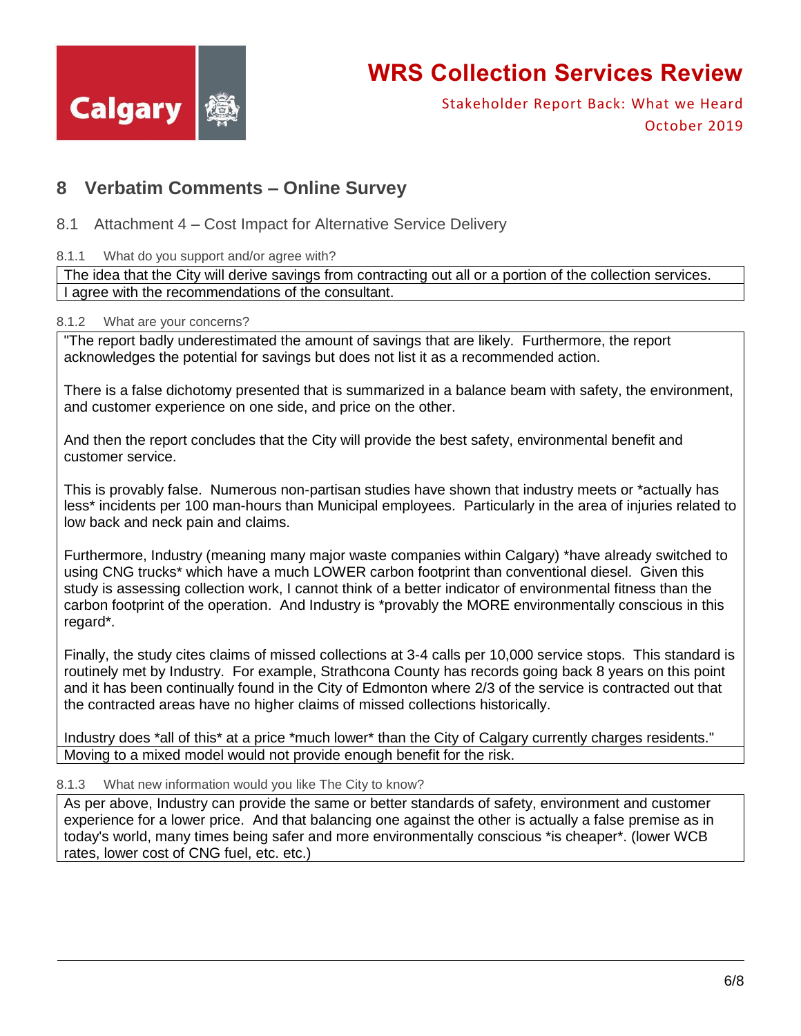## 8 Verbatim Comments – Online Survey

### 8.1 Attachment 4 – Cost Impact for Alternative Service Delivery

#### 8.1.1 What do you support and/or agree with?

| |
|---|
| The idea that the City will derive savings from contracting out all or a portion of the collection services. |
| I agree with the recommendations of the consultant. |

#### 8.1.2 What are your concerns?

| |
|---|
| "The report badly underestimated the amount of savings that are likely. Furthermore, the report acknowledges the potential for savings but does not list it as a recommended action.<br><br>There is a false dichotomy presented that is summarized in a balance beam with safety, the environment, and customer experience on one side, and price on the other.<br><br>And then the report concludes that the City will provide the best safety, environmental benefit and customer service.<br><br>This is provably false. Numerous non-partisan studies have shown that industry meets or *actually has less* incidents per 100 man-hours than Municipal employees. Particularly in the area of injuries related to low back and neck pain and claims.<br><br>Furthermore, Industry (meaning many major waste companies within Calgary) *have already switched to using CNG trucks* which have a much LOWER carbon footprint than conventional diesel. Given this study is assessing collection work, I cannot think of a better indicator of environmental fitness than the carbon footprint of the operation. And Industry is *provably the MORE environmentally conscious in this regard*.<br><br>Finally, the study cites claims of missed collections at 3-4 calls per 10,000 service stops. This standard is routinely met by Industry. For example, Strathcona County has records going back 8 years on this point and it has been continually found in the City of Edmonton where 2/3 of the service is contracted out that the contracted areas have no higher claims of missed collections historically.<br><br>Industry does *all of this* at a price *much lower* than the City of Calgary currently charges residents." |
| Moving to a mixed model would not provide enough benefit for the risk. |

#### 8.1.3 What new information would you like The City to know?

| |
|---|
| As per above, Industry can provide the same or better standards of safety, environment and customer experience for a lower price. And that balancing one against the other is actually a false premise as in today's world, many times being safer and more environmentally conscious *is cheaper*. (lower WCB rates, lower cost of CNG fuel, etc. etc.) |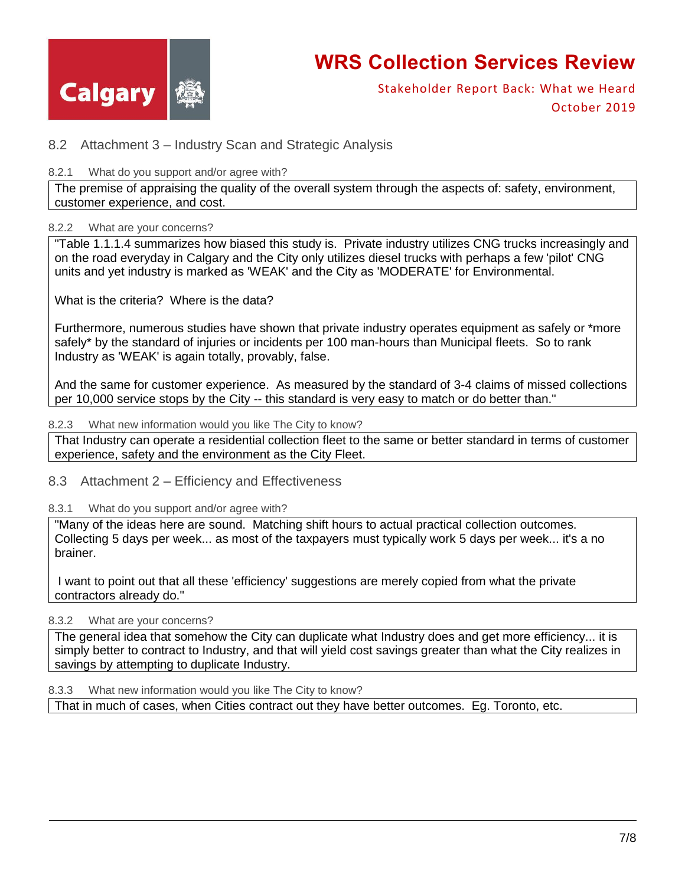## 8.2 Attachment 3 – Industry Scan and Strategic Analysis

### 8.2.1 What do you support and/or agree with?

The premise of appraising the quality of the overall system through the aspects of: safety, environment, customer experience, and cost.

### 8.2.2 What are your concerns?

"Table 1.1.1.4 summarizes how biased this study is. Private industry utilizes CNG trucks increasingly and on the road everyday in Calgary and the City only utilizes diesel trucks with perhaps a few 'pilot' CNG units and yet industry is marked as 'WEAK' and the City as 'MODERATE' for Environmental.

What is the criteria? Where is the data?

Furthermore, numerous studies have shown that private industry operates equipment as safely or *more safely* by the standard of injuries or incidents per 100 man-hours than Municipal fleets. So to rank Industry as 'WEAK' is again totally, provably, false.

And the same for customer experience. As measured by the standard of 3-4 claims of missed collections per 10,000 service stops by the City -- this standard is very easy to match or do better than."

### 8.2.3 What new information would you like The City to know?

That Industry can operate a residential collection fleet to the same or better standard in terms of customer experience, safety and the environment as the City Fleet.

## 8.3 Attachment 2 – Efficiency and Effectiveness

### 8.3.1 What do you support and/or agree with?

"Many of the ideas here are sound. Matching shift hours to actual practical collection outcomes. Collecting 5 days per week... as most of the taxpayers must typically work 5 days per week... it's a no brainer.

I want to point out that all these 'efficiency' suggestions are merely copied from what the private contractors already do."

### 8.3.2 What are your concerns?

The general idea that somehow the City can duplicate what Industry does and get more efficiency... it is simply better to contract to Industry, and that will yield cost savings greater than what the City realizes in savings by attempting to duplicate Industry.

### 8.3.3 What new information would you like The City to know?

That in much of cases, when Cities contract out they have better outcomes. Eg. Toronto, etc.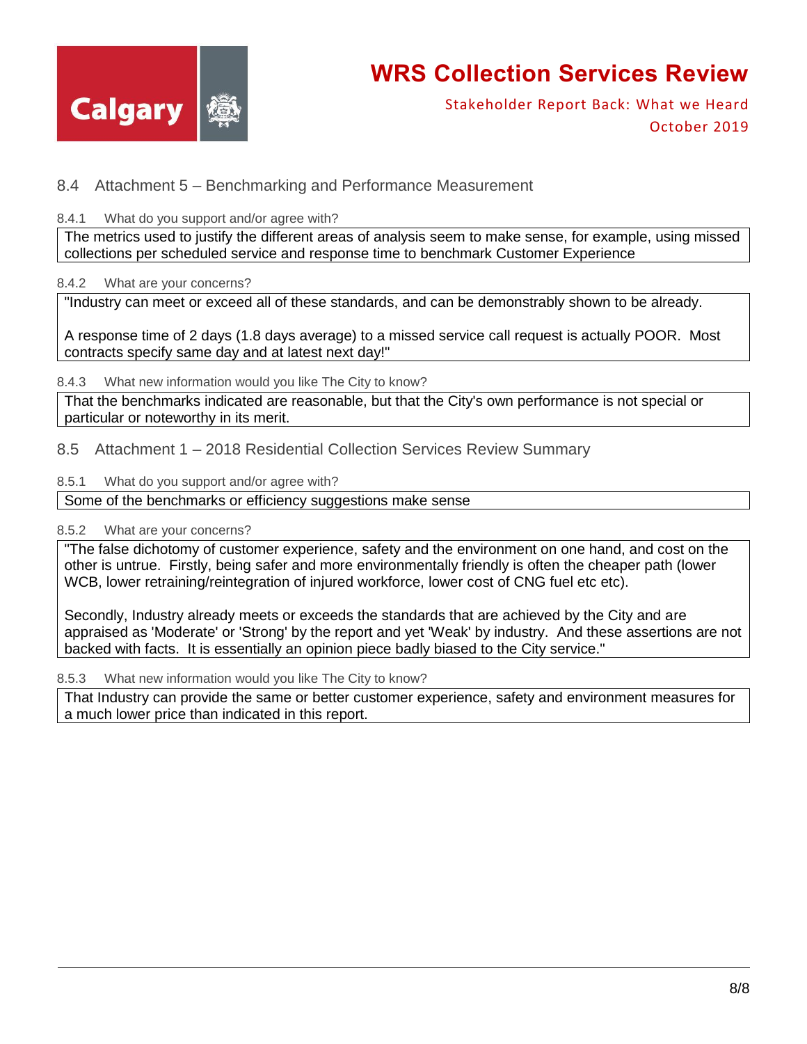## 8.4 Attachment 5 – Benchmarking and Performance Measurement

### 8.4.1 What do you support and/or agree with?

The metrics used to justify the different areas of analysis seem to make sense, for example, using missed collections per scheduled service and response time to benchmark Customer Experience

### 8.4.2 What are your concerns?

"Industry can meet or exceed all of these standards, and can be demonstrably shown to be already.

A response time of 2 days (1.8 days average) to a missed service call request is actually POOR. Most contracts specify same day and at latest next day!"

### 8.4.3 What new information would you like The City to know?

That the benchmarks indicated are reasonable, but that the City's own performance is not special or particular or noteworthy in its merit.

## 8.5 Attachment 1 – 2018 Residential Collection Services Review Summary

### 8.5.1 What do you support and/or agree with?

Some of the benchmarks or efficiency suggestions make sense

### 8.5.2 What are your concerns?

"The false dichotomy of customer experience, safety and the environment on one hand, and cost on the other is untrue. Firstly, being safer and more environmentally friendly is often the cheaper path (lower WCB, lower retraining/reintegration of injured workforce, lower cost of CNG fuel etc etc).

Secondly, Industry already meets or exceeds the standards that are achieved by the City and are appraised as 'Moderate' or 'Strong' by the report and yet 'Weak' by industry. And these assertions are not backed with facts. It is essentially an opinion piece badly biased to the City service."

### 8.5.3 What new information would you like The City to know?

That Industry can provide the same or better customer experience, safety and environment measures for a much lower price than indicated in this report.